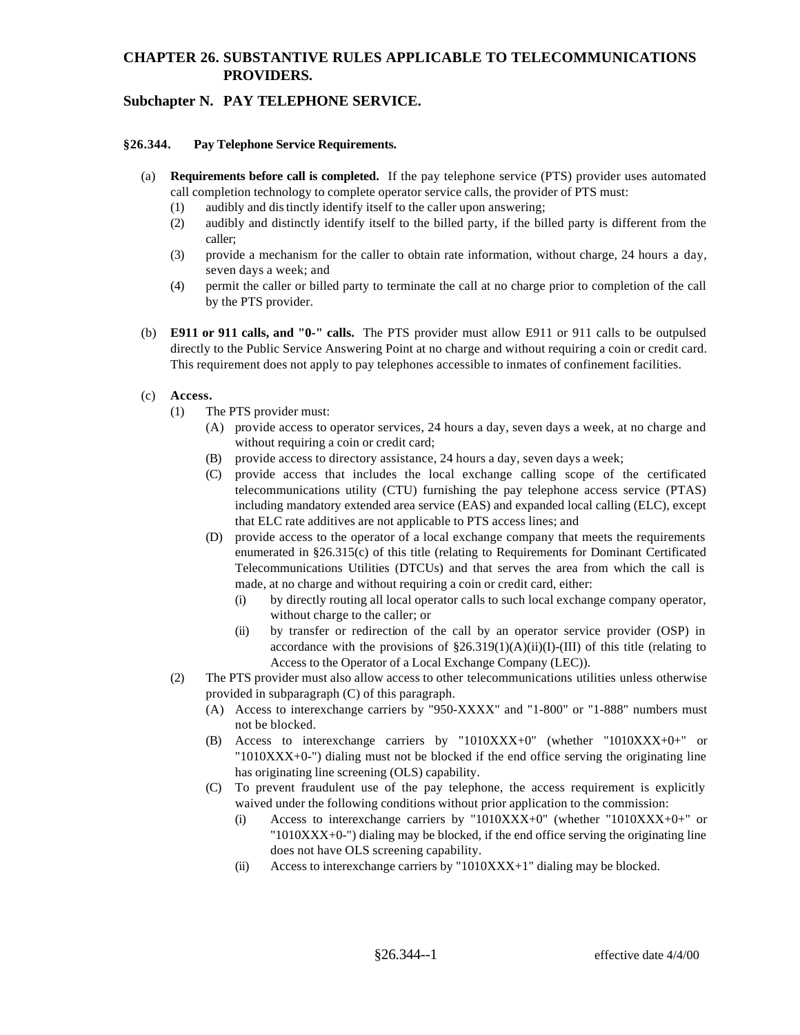# CHAPTER 26. SUBSTANTIVE RULES APPLICABLE TO TELECOMMUNICATIONS PROVIDERS.

## Subchapter N. PAY TELEPHONE SERVICE.

### §26.344. Pay Telephone Service Requirements.

(a) **Requirements before call is completed.** If the pay telephone service (PTS) provider uses automated call completion technology to complete operator service calls, the provider of PTS must:

- (1) audibly and distinctly identify itself to the caller upon answering;
- (2) audibly and distinctly identify itself to the billed party, if the billed party is different from the caller;
- (3) provide a mechanism for the caller to obtain rate information, without charge, 24 hours a day, seven days a week; and
- (4) permit the caller or billed party to terminate the call at no charge prior to completion of the call by the PTS provider.

(b) **E911 or 911 calls, and "0-" calls.** The PTS provider must allow E911 or 911 calls to be outpulsed directly to the Public Service Answering Point at no charge and without requiring a coin or credit card. This requirement does not apply to pay telephones accessible to inmates of confinement facilities.

(c) **Access.**

- (1) The PTS provider must:
  - (A) provide access to operator services, 24 hours a day, seven days a week, at no charge and without requiring a coin or credit card;
  - (B) provide access to directory assistance, 24 hours a day, seven days a week;
  - (C) provide access that includes the local exchange calling scope of the certificated telecommunications utility (CTU) furnishing the pay telephone access service (PTAS) including mandatory extended area service (EAS) and expanded local calling (ELC), except that ELC rate additives are not applicable to PTS access lines; and
  - (D) provide access to the operator of a local exchange company that meets the requirements enumerated in §26.315(c) of this title (relating to Requirements for Dominant Certificated Telecommunications Utilities (DTCUs) and that serves the area from which the call is made, at no charge and without requiring a coin or credit card, either:
    - (i) by directly routing all local operator calls to such local exchange company operator, without charge to the caller; or
    - (ii) by transfer or redirection of the call by an operator service provider (OSP) in accordance with the provisions of §26.319(1)(A)(ii)(I)-(III) of this title (relating to Access to the Operator of a Local Exchange Company (LEC)).
- (2) The PTS provider must also allow access to other telecommunications utilities unless otherwise provided in subparagraph (C) of this paragraph.
  - (A) Access to interexchange carriers by "950-XXXX" and "1-800" or "1-888" numbers must not be blocked.
  - (B) Access to interexchange carriers by "1010XXX+0" (whether "1010XXX+0+" or "1010XXX+0-") dialing must not be blocked if the end office serving the originating line has originating line screening (OLS) capability.
  - (C) To prevent fraudulent use of the pay telephone, the access requirement is explicitly waived under the following conditions without prior application to the commission:
    - (i) Access to interexchange carriers by "1010XXX+0" (whether "1010XXX+0+" or "1010XXX+0-") dialing may be blocked, if the end office serving the originating line does not have OLS screening capability.
    - (ii) Access to interexchange carriers by "1010XXX+1" dialing may be blocked.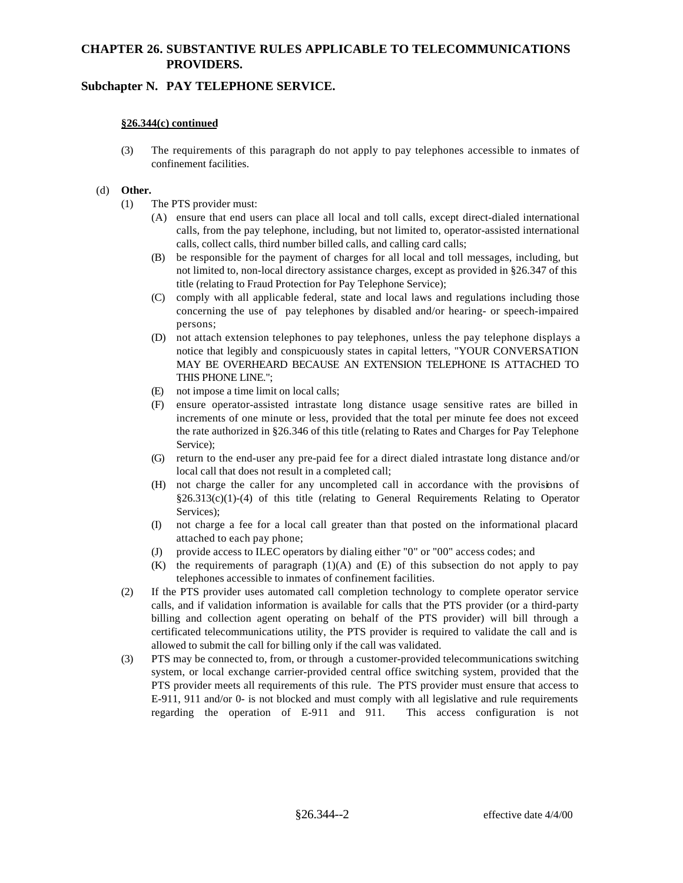**§26.344(c) continued**

(3) The requirements of this paragraph do not apply to pay telephones accessible to inmates of confinement facilities.

(d) **Other.**

(1) The PTS provider must:

(A) ensure that end users can place all local and toll calls, except direct-dialed international calls, from the pay telephone, including, but not limited to, operator-assisted international calls, collect calls, third number billed calls, and calling card calls;

(B) be responsible for the payment of charges for all local and toll messages, including, but not limited to, non-local directory assistance charges, except as provided in §26.347 of this title (relating to Fraud Protection for Pay Telephone Service);

(C) comply with all applicable federal, state and local laws and regulations including those concerning the use of pay telephones by disabled and/or hearing- or speech-impaired persons;

(D) not attach extension telephones to pay telephones, unless the pay telephone displays a notice that legibly and conspicuously states in capital letters, "YOUR CONVERSATION MAY BE OVERHEARD BECAUSE AN EXTENSION TELEPHONE IS ATTACHED TO THIS PHONE LINE.";

(E) not impose a time limit on local calls;

(F) ensure operator-assisted intrastate long distance usage sensitive rates are billed in increments of one minute or less, provided that the total per minute fee does not exceed the rate authorized in §26.346 of this title (relating to Rates and Charges for Pay Telephone Service);

(G) return to the end-user any pre-paid fee for a direct dialed intrastate long distance and/or local call that does not result in a completed call;

(H) not charge the caller for any uncompleted call in accordance with the provisions of §26.313(c)(1)-(4) of this title (relating to General Requirements Relating to Operator Services);

(I) not charge a fee for a local call greater than that posted on the informational placard attached to each pay phone;

(J) provide access to ILEC operators by dialing either "0" or "00" access codes; and

(K) the requirements of paragraph (1)(A) and (E) of this subsection do not apply to pay telephones accessible to inmates of confinement facilities.

(2) If the PTS provider uses automated call completion technology to complete operator service calls, and if validation information is available for calls that the PTS provider (or a third-party billing and collection agent operating on behalf of the PTS provider) will bill through a certificated telecommunications utility, the PTS provider is required to validate the call and is allowed to submit the call for billing only if the call was validated.

(3) PTS may be connected to, from, or through a customer-provided telecommunications switching system, or local exchange carrier-provided central office switching system, provided that the PTS provider meets all requirements of this rule. The PTS provider must ensure that access to E-911, 911 and/or 0- is not blocked and must comply with all legislative and rule requirements regarding the operation of E-911 and 911. This access configuration is not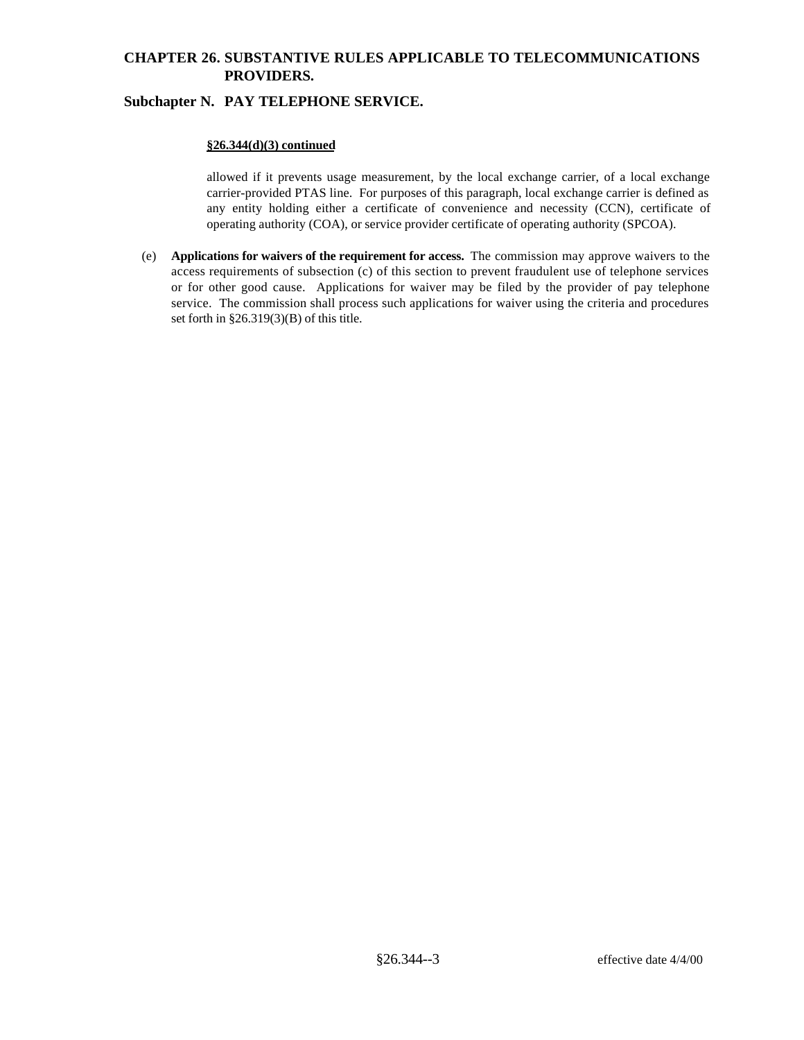**§26.344(d)(3) continued**

allowed if it prevents usage measurement, by the local exchange carrier, of a local exchange carrier-provided PTAS line. For purposes of this paragraph, local exchange carrier is defined as any entity holding either a certificate of convenience and necessity (CCN), certificate of operating authority (COA), or service provider certificate of operating authority (SPCOA).

(e) **Applications for waivers of the requirement for access.** The commission may approve waivers to the access requirements of subsection (c) of this section to prevent fraudulent use of telephone services or for other good cause. Applications for waiver may be filed by the provider of pay telephone service. The commission shall process such applications for waiver using the criteria and procedures set forth in §26.319(3)(B) of this title.